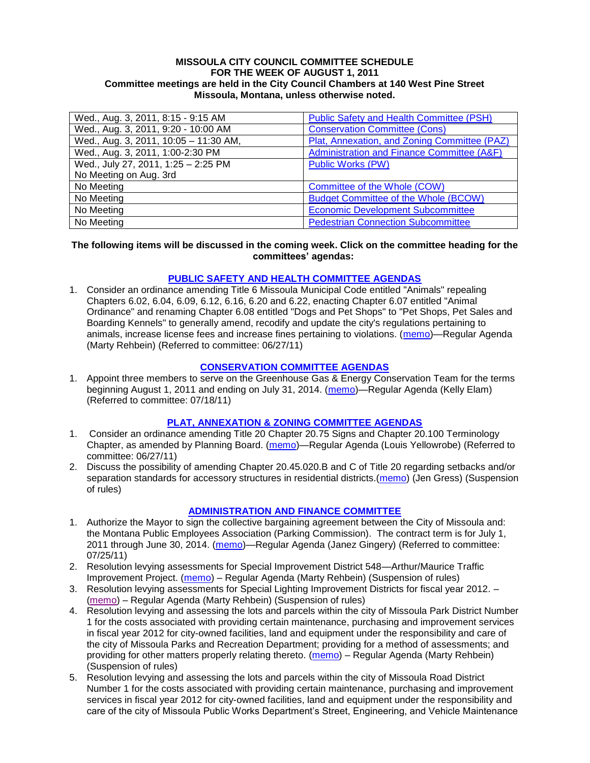**MISSOULA CITY COUNCIL COMMITTEE SCHEDULE**
**FOR THE WEEK OF AUGUST 1, 2011**
**Committee meetings are held in the City Council Chambers at 140 West Pine Street**
**Missoula, Montana, unless otherwise noted.**

| | |
|---|---|
| Wed., Aug. 3, 2011, 8:15 - 9:15 AM | Public Safety and Health Committee (PSH) |
| Wed., Aug. 3, 2011, 9:20 - 10:00 AM | Conservation Committee (Cons) |
| Wed., Aug. 3, 2011, 10:05 – 11:30 AM, | Plat, Annexation, and Zoning Committee (PAZ) |
| Wed., Aug. 3, 2011, 1:00-2:30 PM | Administration and Finance Committee (A&F) |
| Wed., July 27, 2011, 1:25 – 2:25 PM<br>No Meeting on Aug. 3rd | Public Works (PW) |
| No Meeting | Committee of the Whole (COW) |
| No Meeting | Budget Committee of the Whole (BCOW) |
| No Meeting | Economic Development Subcommittee |
| No Meeting | Pedestrian Connection Subcommittee |

**The following items will be discussed in the coming week. Click on the committee heading for the committees' agendas:**

**PUBLIC SAFETY AND HEALTH COMMITTEE AGENDAS**

1. Consider an ordinance amending Title 6 Missoula Municipal Code entitled "Animals" repealing Chapters 6.02, 6.04, 6.09, 6.12, 6.16, 6.20 and 6.22, enacting Chapter 6.07 entitled "Animal Ordinance" and renaming Chapter 6.08 entitled "Dogs and Pet Shops" to "Pet Shops, Pet Sales and Boarding Kennels" to generally amend, recodify and update the city's regulations pertaining to animals, increase license fees and increase fines pertaining to violations. (memo)—Regular Agenda (Marty Rehbein) (Referred to committee: 06/27/11)

**CONSERVATION COMMITTEE AGENDAS**

1. Appoint three members to serve on the Greenhouse Gas & Energy Conservation Team for the terms beginning August 1, 2011 and ending on July 31, 2014. (memo)—Regular Agenda (Kelly Elam) (Referred to committee: 07/18/11)

**PLAT, ANNEXATION & ZONING COMMITTEE AGENDAS**

1. Consider an ordinance amending Title 20 Chapter 20.75 Signs and Chapter 20.100 Terminology Chapter, as amended by Planning Board. (memo)—Regular Agenda (Louis Yellowrobe) (Referred to committee: 06/27/11)
2. Discuss the possibility of amending Chapter 20.45.020.B and C of Title 20 regarding setbacks and/or separation standards for accessory structures in residential districts.(memo) (Jen Gress) (Suspension of rules)

**ADMINISTRATION AND FINANCE COMMITTEE**

1. Authorize the Mayor to sign the collective bargaining agreement between the City of Missoula and: the Montana Public Employees Association (Parking Commission). The contract term is for July 1, 2011 through June 30, 2014. (memo)—Regular Agenda (Janez Gingery) (Referred to committee: 07/25/11)
2. Resolution levying assessments for Special Improvement District 548—Arthur/Maurice Traffic Improvement Project. (memo) – Regular Agenda (Marty Rehbein) (Suspension of rules)
3. Resolution levying assessments for Special Lighting Improvement Districts for fiscal year 2012. – (memo) – Regular Agenda (Marty Rehbein) (Suspension of rules)
4. Resolution levying and assessing the lots and parcels within the city of Missoula Park District Number 1 for the costs associated with providing certain maintenance, purchasing and improvement services in fiscal year 2012 for city-owned facilities, land and equipment under the responsibility and care of the city of Missoula Parks and Recreation Department; providing for a method of assessments; and providing for other matters properly relating thereto. (memo) – Regular Agenda (Marty Rehbein) (Suspension of rules)
5. Resolution levying and assessing the lots and parcels within the city of Missoula Road District Number 1 for the costs associated with providing certain maintenance, purchasing and improvement services in fiscal year 2012 for city-owned facilities, land and equipment under the responsibility and care of the city of Missoula Public Works Department's Street, Engineering, and Vehicle Maintenance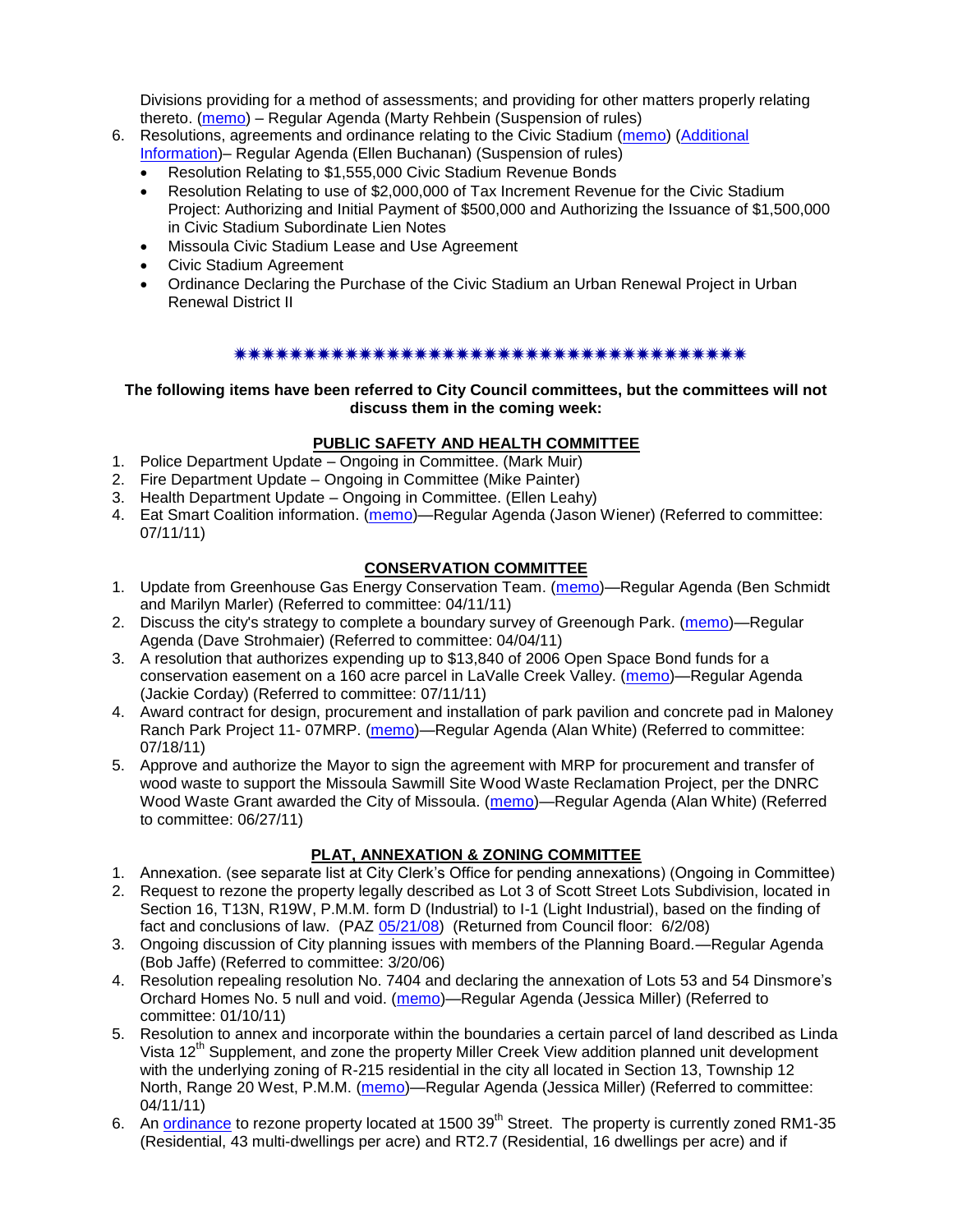Divisions providing for a method of assessments; and providing for other matters properly relating thereto. (memo) – Regular Agenda (Marty Rehbein (Suspension of rules)

6. Resolutions, agreements and ordinance relating to the Civic Stadium (memo) (Additional Information)– Regular Agenda (Ellen Buchanan) (Suspension of rules)
   - Resolution Relating to $1,555,000 Civic Stadium Revenue Bonds
   - Resolution Relating to use of $2,000,000 of Tax Increment Revenue for the Civic Stadium Project: Authorizing and Initial Payment of $500,000 and Authorizing the Issuance of $1,500,000 in Civic Stadium Subordinate Lien Notes
   - Missoula Civic Stadium Lease and Use Agreement
   - Civic Stadium Agreement
   - Ordinance Declaring the Purchase of the Civic Stadium an Urban Renewal Project in Urban Renewal District II

✷✷✷✷✷✷✷✷✷✷✷✷✷✷✷✷✷✷✷✷✷✷✷✷✷✷✷✷✷✷✷✷✷✷✷✷✷✷✷✷✷

**The following items have been referred to City Council committees, but the committees will not discuss them in the coming week:**

**PUBLIC SAFETY AND HEALTH COMMITTEE**

1. Police Department Update – Ongoing in Committee. (Mark Muir)
2. Fire Department Update – Ongoing in Committee (Mike Painter)
3. Health Department Update – Ongoing in Committee. (Ellen Leahy)
4. Eat Smart Coalition information. (memo)—Regular Agenda (Jason Wiener) (Referred to committee: 07/11/11)

**CONSERVATION COMMITTEE**

1. Update from Greenhouse Gas Energy Conservation Team. (memo)—Regular Agenda (Ben Schmidt and Marilyn Marler) (Referred to committee: 04/11/11)
2. Discuss the city's strategy to complete a boundary survey of Greenough Park. (memo)—Regular Agenda (Dave Strohmaier) (Referred to committee: 04/04/11)
3. A resolution that authorizes expending up to $13,840 of 2006 Open Space Bond funds for a conservation easement on a 160 acre parcel in LaValle Creek Valley. (memo)—Regular Agenda (Jackie Corday) (Referred to committee: 07/11/11)
4. Award contract for design, procurement and installation of park pavilion and concrete pad in Maloney Ranch Park Project 11- 07MRP. (memo)—Regular Agenda (Alan White) (Referred to committee: 07/18/11)
5. Approve and authorize the Mayor to sign the agreement with MRP for procurement and transfer of wood waste to support the Missoula Sawmill Site Wood Waste Reclamation Project, per the DNRC Wood Waste Grant awarded the City of Missoula. (memo)—Regular Agenda (Alan White) (Referred to committee: 06/27/11)

**PLAT, ANNEXATION & ZONING COMMITTEE**

1. Annexation. (see separate list at City Clerk's Office for pending annexations) (Ongoing in Committee)
2. Request to rezone the property legally described as Lot 3 of Scott Street Lots Subdivision, located in Section 16, T13N, R19W, P.M.M. form D (Industrial) to I-1 (Light Industrial), based on the finding of fact and conclusions of law. (PAZ 05/21/08) (Returned from Council floor: 6/2/08)
3. Ongoing discussion of City planning issues with members of the Planning Board.—Regular Agenda (Bob Jaffe) (Referred to committee: 3/20/06)
4. Resolution repealing resolution No. 7404 and declaring the annexation of Lots 53 and 54 Dinsmore's Orchard Homes No. 5 null and void. (memo)—Regular Agenda (Jessica Miller) (Referred to committee: 01/10/11)
5. Resolution to annex and incorporate within the boundaries a certain parcel of land described as Linda Vista 12th Supplement, and zone the property Miller Creek View addition planned unit development with the underlying zoning of R-215 residential in the city all located in Section 13, Township 12 North, Range 20 West, P.M.M. (memo)—Regular Agenda (Jessica Miller) (Referred to committee: 04/11/11)
6. An ordinance to rezone property located at 1500 39th Street. The property is currently zoned RM1-35 (Residential, 43 multi-dwellings per acre) and RT2.7 (Residential, 16 dwellings per acre) and if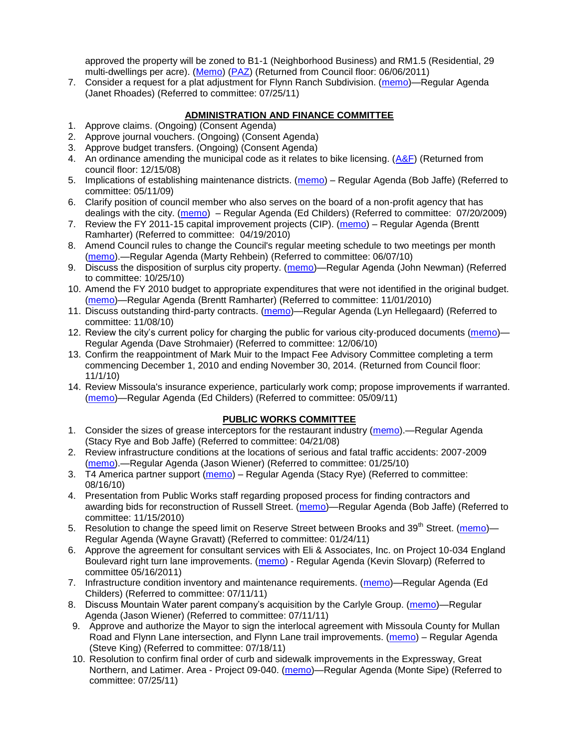approved the property will be zoned to B1-1 (Neighborhood Business) and RM1.5 (Residential, 29 multi-dwellings per acre). (Memo) (PAZ) (Returned from Council floor: 06/06/2011)

7. Consider a request for a plat adjustment for Flynn Ranch Subdivision. (memo)—Regular Agenda (Janet Rhoades) (Referred to committee: 07/25/11)

## ADMINISTRATION AND FINANCE COMMITTEE

1. Approve claims. (Ongoing) (Consent Agenda)
2. Approve journal vouchers. (Ongoing) (Consent Agenda)
3. Approve budget transfers. (Ongoing) (Consent Agenda)
4. An ordinance amending the municipal code as it relates to bike licensing. (A&F) (Returned from council floor: 12/15/08)
5. Implications of establishing maintenance districts. (memo) – Regular Agenda (Bob Jaffe) (Referred to committee: 05/11/09)
6. Clarify position of council member who also serves on the board of a non-profit agency that has dealings with the city. (memo) – Regular Agenda (Ed Childers) (Referred to committee: 07/20/2009)
7. Review the FY 2011-15 capital improvement projects (CIP). (memo) – Regular Agenda (Brentt Ramharter) (Referred to committee: 04/19/2010)
8. Amend Council rules to change the Council's regular meeting schedule to two meetings per month (memo).—Regular Agenda (Marty Rehbein) (Referred to committee: 06/07/10)
9. Discuss the disposition of surplus city property. (memo)—Regular Agenda (John Newman) (Referred to committee: 10/25/10)
10. Amend the FY 2010 budget to appropriate expenditures that were not identified in the original budget. (memo)—Regular Agenda (Brentt Ramharter) (Referred to committee: 11/01/2010)
11. Discuss outstanding third-party contracts. (memo)—Regular Agenda (Lyn Hellegaard) (Referred to committee: 11/08/10)
12. Review the city's current policy for charging the public for various city-produced documents (memo)—Regular Agenda (Dave Strohmaier) (Referred to committee: 12/06/10)
13. Confirm the reappointment of Mark Muir to the Impact Fee Advisory Committee completing a term commencing December 1, 2010 and ending November 30, 2014. (Returned from Council floor: 11/1/10)
14. Review Missoula's insurance experience, particularly work comp; propose improvements if warranted. (memo)—Regular Agenda (Ed Childers) (Referred to committee: 05/09/11)

## PUBLIC WORKS COMMITTEE

1. Consider the sizes of grease interceptors for the restaurant industry (memo).—Regular Agenda (Stacy Rye and Bob Jaffe) (Referred to committee: 04/21/08)
2. Review infrastructure conditions at the locations of serious and fatal traffic accidents: 2007-2009 (memo).—Regular Agenda (Jason Wiener) (Referred to committee: 01/25/10)
3. T4 America partner support (memo) – Regular Agenda (Stacy Rye) (Referred to committee: 08/16/10)
4. Presentation from Public Works staff regarding proposed process for finding contractors and awarding bids for reconstruction of Russell Street. (memo)—Regular Agenda (Bob Jaffe) (Referred to committee: 11/15/2010)
5. Resolution to change the speed limit on Reserve Street between Brooks and 39th Street. (memo)—Regular Agenda (Wayne Gravatt) (Referred to committee: 01/24/11)
6. Approve the agreement for consultant services with Eli & Associates, Inc. on Project 10-034 England Boulevard right turn lane improvements. (memo) - Regular Agenda (Kevin Slovarp) (Referred to committee 05/16/2011)
7. Infrastructure condition inventory and maintenance requirements. (memo)—Regular Agenda (Ed Childers) (Referred to committee: 07/11/11)
8. Discuss Mountain Water parent company's acquisition by the Carlyle Group. (memo)—Regular Agenda (Jason Wiener) (Referred to committee: 07/11/11)
9. Approve and authorize the Mayor to sign the interlocal agreement with Missoula County for Mullan Road and Flynn Lane intersection, and Flynn Lane trail improvements. (memo) – Regular Agenda (Steve King) (Referred to committee: 07/18/11)
10. Resolution to confirm final order of curb and sidewalk improvements in the Expressway, Great Northern, and Latimer. Area - Project 09-040. (memo)—Regular Agenda (Monte Sipe) (Referred to committee: 07/25/11)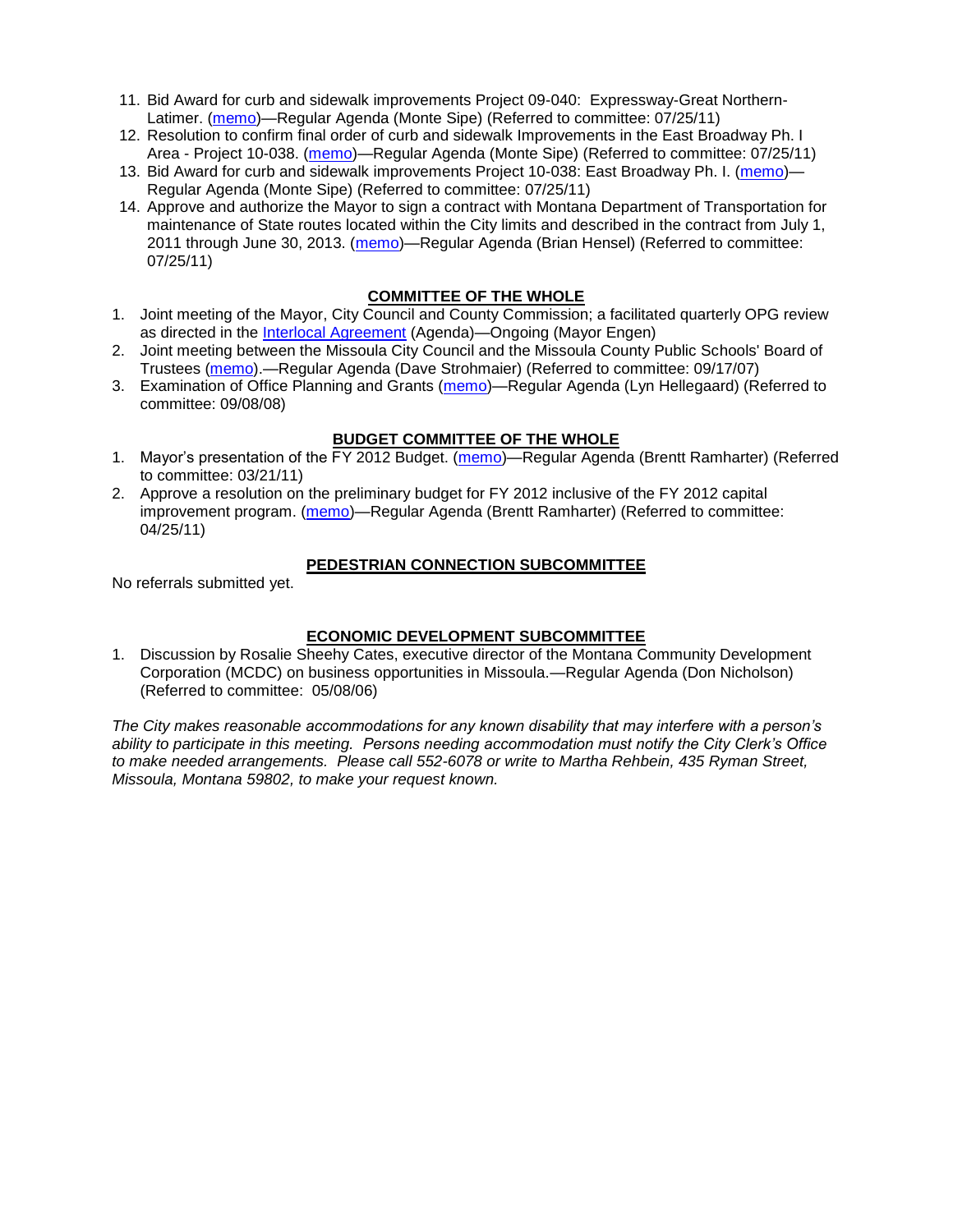11. Bid Award for curb and sidewalk improvements Project 09-040: Expressway-Great Northern-Latimer. (memo)—Regular Agenda (Monte Sipe) (Referred to committee: 07/25/11)
12. Resolution to confirm final order of curb and sidewalk Improvements in the East Broadway Ph. I Area - Project 10-038. (memo)—Regular Agenda (Monte Sipe) (Referred to committee: 07/25/11)
13. Bid Award for curb and sidewalk improvements Project 10-038: East Broadway Ph. I. (memo)—Regular Agenda (Monte Sipe) (Referred to committee: 07/25/11)
14. Approve and authorize the Mayor to sign a contract with Montana Department of Transportation for maintenance of State routes located within the City limits and described in the contract from July 1, 2011 through June 30, 2013. (memo)—Regular Agenda (Brian Hensel) (Referred to committee: 07/25/11)

## COMMITTEE OF THE WHOLE

1. Joint meeting of the Mayor, City Council and County Commission; a facilitated quarterly OPG review as directed in the Interlocal Agreement (Agenda)—Ongoing (Mayor Engen)
2. Joint meeting between the Missoula City Council and the Missoula County Public Schools' Board of Trustees (memo).—Regular Agenda (Dave Strohmaier) (Referred to committee: 09/17/07)
3. Examination of Office Planning and Grants (memo)—Regular Agenda (Lyn Hellegaard) (Referred to committee: 09/08/08)

## BUDGET COMMITTEE OF THE WHOLE

1. Mayor's presentation of the FY 2012 Budget. (memo)—Regular Agenda (Brentt Ramharter) (Referred to committee: 03/21/11)
2. Approve a resolution on the preliminary budget for FY 2012 inclusive of the FY 2012 capital improvement program. (memo)—Regular Agenda (Brentt Ramharter) (Referred to committee: 04/25/11)

## PEDESTRIAN CONNECTION SUBCOMMITTEE

No referrals submitted yet.

## ECONOMIC DEVELOPMENT SUBCOMMITTEE

1. Discussion by Rosalie Sheehy Cates, executive director of the Montana Community Development Corporation (MCDC) on business opportunities in Missoula.—Regular Agenda (Don Nicholson) (Referred to committee: 05/08/06)

*The City makes reasonable accommodations for any known disability that may interfere with a person's ability to participate in this meeting. Persons needing accommodation must notify the City Clerk's Office to make needed arrangements. Please call 552-6078 or write to Martha Rehbein, 435 Ryman Street, Missoula, Montana 59802, to make your request known.*